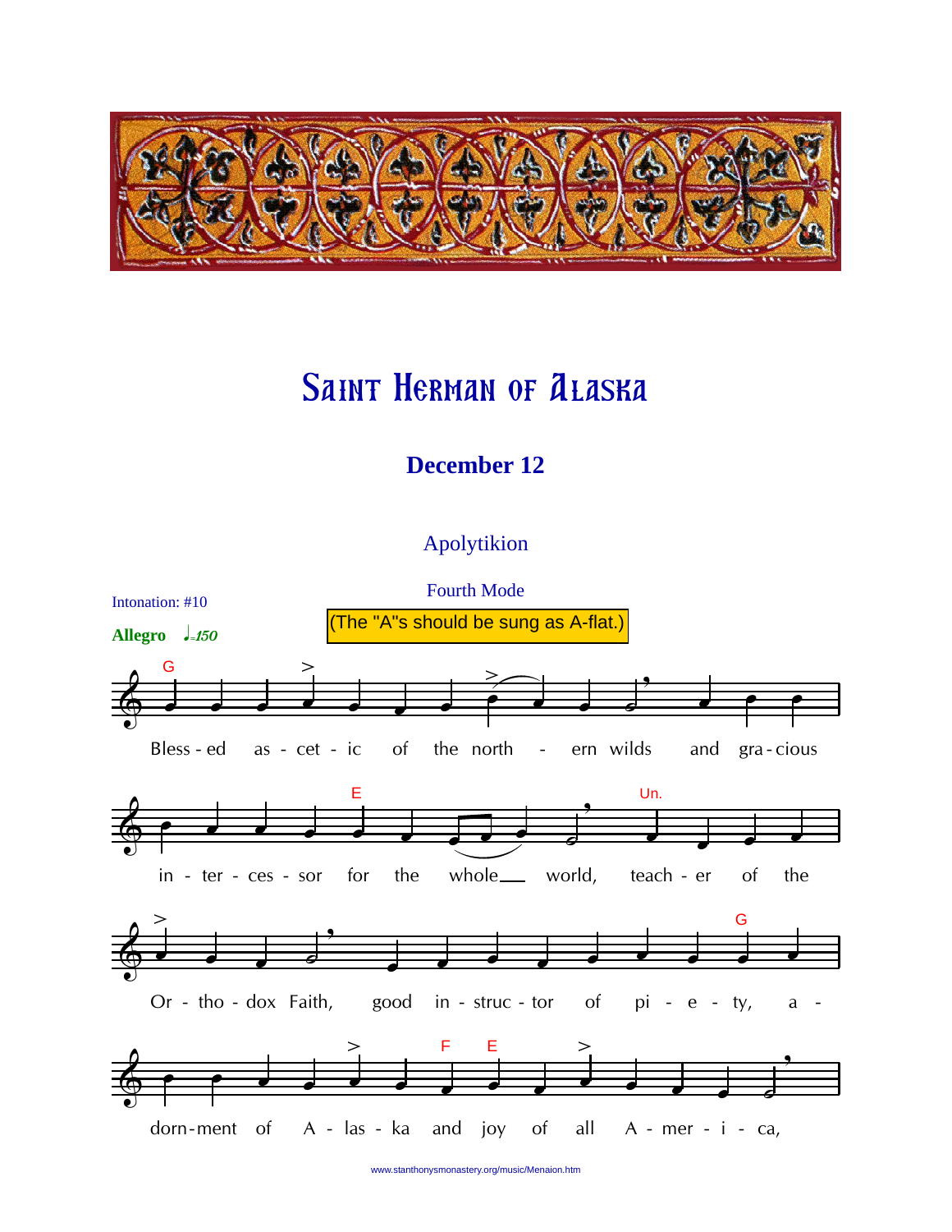# Saint Herman of Alaska

## December 12

### Apolytikion

Fourth Mode

Intonation: #10

**Allegro** ♩=150

(The "A"s should be sung as A-flat.)

G

Bless - ed as - cet - ic of the north - ern wilds and gra - cious

E Un.

in - ter - ces - sor for the whole world, teach - er of the

G

Or - tho - dox Faith, good in - struc - tor of pi - e - ty, a -

F E

dorn - ment of A - las - ka and joy of all A - mer - i - ca,

www.stanthonysmonastery.org/music/Menaion.htm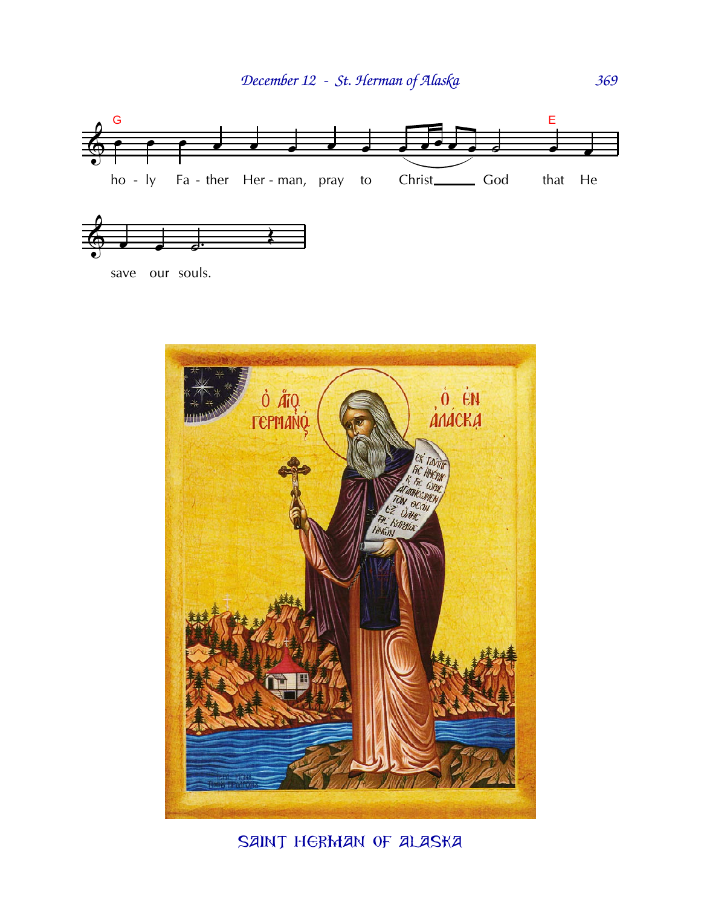ho - ly Fa - ther Her - man, pray to Christ God that He save our souls.

SAINT HERMAN OF ALASKA